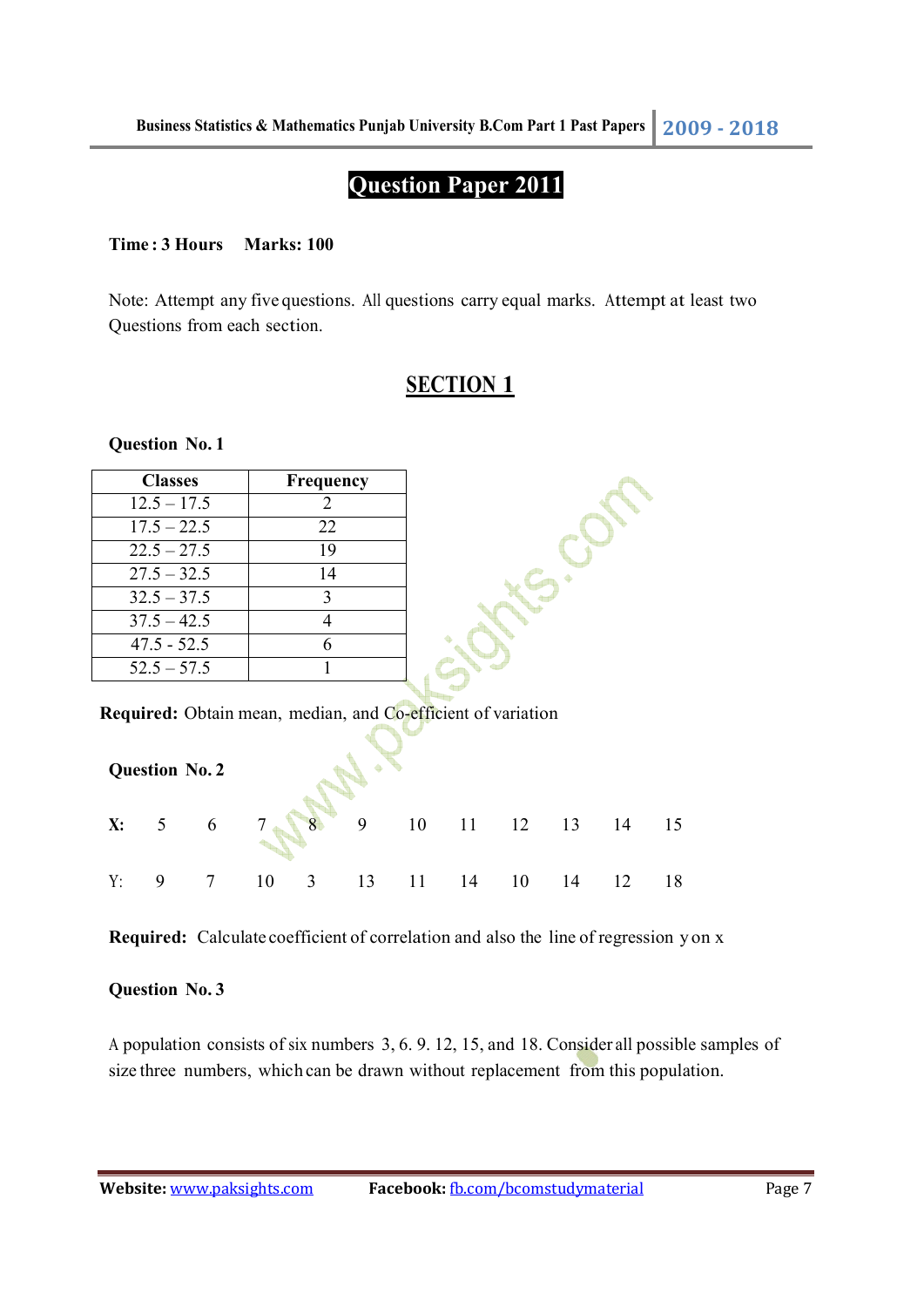# Question Paper 2011

**Time : 3 Hours Marks: 100**

Note: Attempt any five questions. All questions carry equal marks. Attempt at least two Questions from each section.

## SECTION 1

**Question No. 1**

| Classes | Frequency |
|---|---|
| 12.5 – 17.5 | 2 |
| 17.5 – 22.5 | 22 |
| 22.5 – 27.5 | 19 |
| 27.5 – 32.5 | 14 |
| 32.5 – 37.5 | 3 |
| 37.5 – 42.5 | 4 |
| 47.5 - 52.5 | 6 |
| 52.5 – 57.5 | 1 |

**Required:** Obtain mean, median, and Co-efficient of variation

**Question No. 2**

| **X:** | 5 | 6 | 7 | 8 | 9 | 10 | 11 | 12 | 13 | 14 | 15 |
|---|---|---|---|---|---|---|---|---|---|---|---|
| Y: | 9 | 7 | 10 | 3 | 13 | 11 | 14 | 10 | 14 | 12 | 18 |

**Required:** Calculate coefficient of correlation and also the line of regression y on x

**Question No. 3**

A population consists of six numbers 3, 6. 9. 12, 15, and 18. Consider all possible samples of size three numbers, which can be drawn without replacement from this population.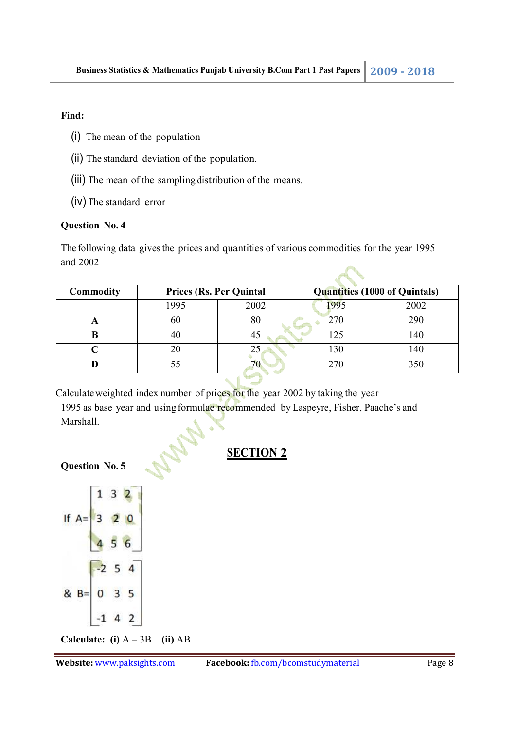**Find:**

(i) The mean of the population

(ii) The standard deviation of the population.

(iii) The mean of the sampling distribution of the means.

(iv) The standard error

**Question No. 4**

The following data gives the prices and quantities of various commodities for the year 1995 and 2002

| Commodity | Prices (Rs. Per Quintal | | Quantities (1000 of Quintals) | |
|---|---|---|---|---|
| | 1995 | 2002 | 1995 | 2002 |
| **A** | 60 | 80 | 270 | 290 |
| **B** | 40 | 45 | 125 | 140 |
| **C** | 20 | 25 | 130 | 140 |
| **D** | 55 | 70 | 270 | 350 |

Calculate weighted index number of prices for the year 2002 by taking the year 1995 as base year and using formulae recommended by Laspeyre, Fisher, Paache's and Marshall.

## SECTION 2

**Question No. 5**

$$\text{If } A = \begin{bmatrix} 1 & 3 & 2 \\ 3 & 2 & 0 \\ 4 & 5 & 6 \end{bmatrix}$$

$$\& \ B = \begin{bmatrix} -2 & 5 & 4 \\ 0 & 3 & 5 \\ -1 & 4 & 2 \end{bmatrix}$$

**Calculate: (i)** $A - 3B$ **(ii)** $AB$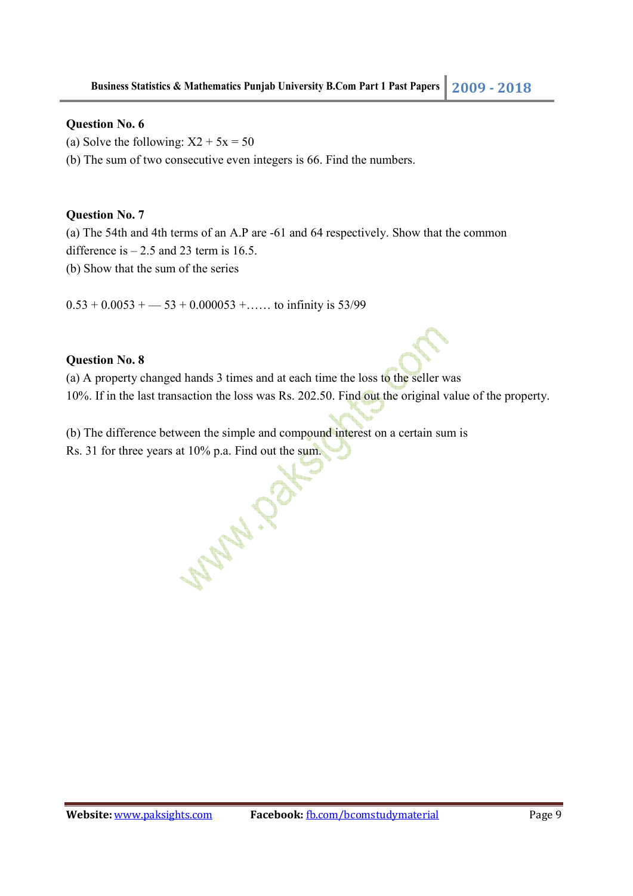**Question No. 6**

(a) Solve the following: X2 + 5x = 50

(b) The sum of two consecutive even integers is 66. Find the numbers.

**Question No. 7**

(a) The 54th and 4th terms of an A.P are -61 and 64 respectively. Show that the common difference is – 2.5 and 23 term is 16.5.

(b) Show that the sum of the series

0.53 + 0.0053 + — 53 + 0.000053 +…… to infinity is 53/99

**Question No. 8**

(a) A property changed hands 3 times and at each time the loss to the seller was 10%. If in the last transaction the loss was Rs. 202.50. Find out the original value of the property.

(b) The difference between the simple and compound interest on a certain sum is Rs. 31 for three years at 10% p.a. Find out the sum.